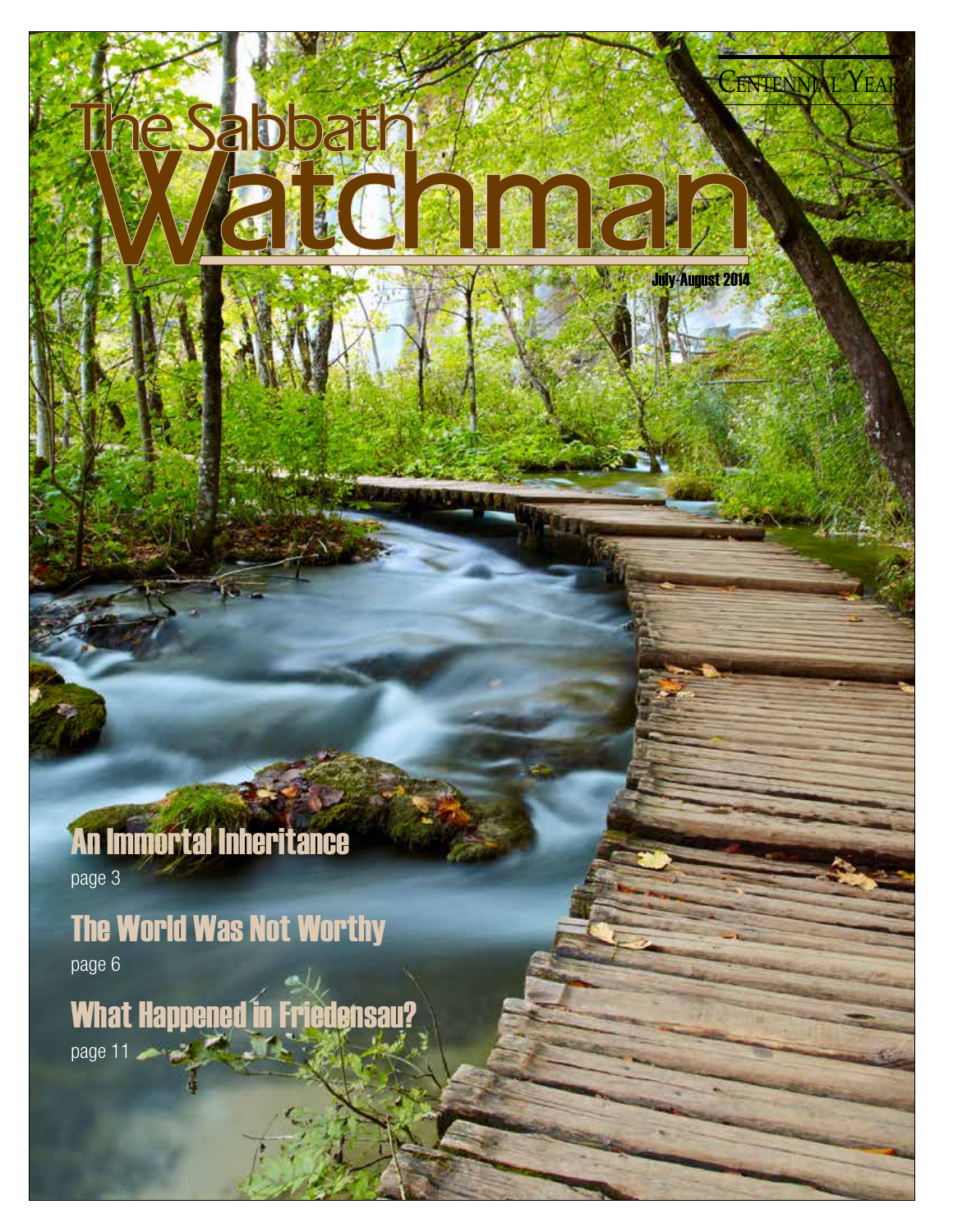Centennial Year

# The Sabbath Watchman

July-August 2014

**An Immortal Inheritance**
page 3

**The World Was Not Worthy**
page 6

**What Happened in Friedensau?**
page 11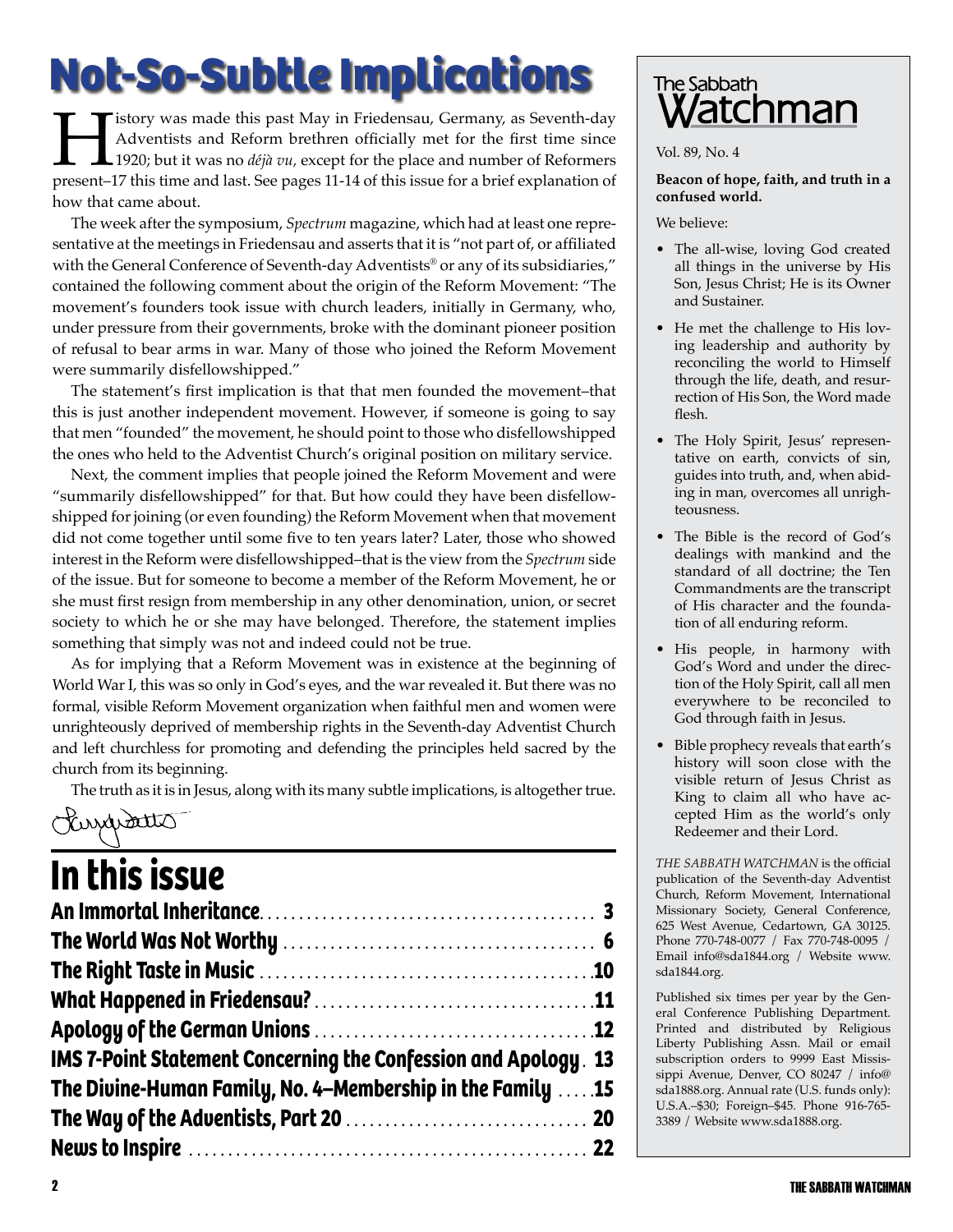# Not-So-Subtle Implications

History was made this past May in Friedensau, Germany, as Seventh-day Adventists and Reform brethren officially met for the first time since 1920; but it was no *déjà vu*, except for the place and number of Reformers present–17 this time and last. See pages 11-14 of this issue for a brief explanation of how that came about.

The week after the symposium, *Spectrum* magazine, which had at least one representative at the meetings in Friedensau and asserts that it is "not part of, or affiliated with the General Conference of Seventh-day Adventists® or any of its subsidiaries," contained the following comment about the origin of the Reform Movement: "The movement's founders took issue with church leaders, initially in Germany, who, under pressure from their governments, broke with the dominant pioneer position of refusal to bear arms in war. Many of those who joined the Reform Movement were summarily disfellowshipped."

The statement's first implication is that that men founded the movement–that this is just another independent movement. However, if someone is going to say that men "founded" the movement, he should point to those who disfellowshipped the ones who held to the Adventist Church's original position on military service.

Next, the comment implies that people joined the Reform Movement and were "summarily disfellowshipped" for that. But how could they have been disfellowshipped for joining (or even founding) the Reform Movement when that movement did not come together until some five to ten years later? Later, those who showed interest in the Reform were disfellowshipped–that is the view from the *Spectrum* side of the issue. But for someone to become a member of the Reform Movement, he or she must first resign from membership in any other denomination, union, or secret society to which he or she may have belonged. Therefore, the statement implies something that simply was not and indeed could not be true.

As for implying that a Reform Movement was in existence at the beginning of World War I, this was so only in God's eyes, and the war revealed it. But there was no formal, visible Reform Movement organization when faithful men and women were unrighteously deprived of membership rights in the Seventh-day Adventist Church and left churchless for promoting and defending the principles held sacred by the church from its beginning.

The truth as it is in Jesus, along with its many subtle implications, is altogether true.

# In this issue

- An Immortal Inheritance . . . 3
- The World Was Not Worthy . . . 6
- The Right Taste in Music . . . 10
- What Happened in Friedensau? . . . 11
- Apology of the German Unions . . . 12
- IMS 7-Point Statement Concerning the Confession and Apology . . . 13
- The Divine-Human Family, No. 4–Membership in the Family . . . 15
- The Way of the Adventists, Part 20 . . . 20
- News to Inspire . . . 22

---

## The Sabbath Watchman

Vol. 89, No. 4

**Beacon of hope, faith, and truth in a confused world.**

We believe:

- The all-wise, loving God created all things in the universe by His Son, Jesus Christ; He is its Owner and Sustainer.
- He met the challenge to His loving leadership and authority by reconciling the world to Himself through the life, death, and resurrection of His Son, the Word made flesh.
- The Holy Spirit, Jesus' representative on earth, convicts of sin, guides into truth, and, when abiding in man, overcomes all unrighteousness.
- The Bible is the record of God's dealings with mankind and the standard of all doctrine; the Ten Commandments are the transcript of His character and the foundation of all enduring reform.
- His people, in harmony with God's Word and under the direction of the Holy Spirit, call all men everywhere to be reconciled to God through faith in Jesus.
- Bible prophecy reveals that earth's history will soon close with the visible return of Jesus Christ as King to claim all who have accepted Him as the world's only Redeemer and their Lord.

*THE SABBATH WATCHMAN* is the official publication of the Seventh-day Adventist Church, Reform Movement, International Missionary Society, General Conference, 625 West Avenue, Cedartown, GA 30125. Phone 770-748-0077 / Fax 770-748-0095 / Email info@sda1844.org / Website www.sda1844.org.

Published six times per year by the General Conference Publishing Department. Printed and distributed by Religious Liberty Publishing Assn. Mail or email subscription orders to 9999 East Mississippi Avenue, Denver, CO 80247 / info@sda1888.org. Annual rate (U.S. funds only): U.S.A.–$30; Foreign–$45. Phone 916-765-3389 / Website www.sda1888.org.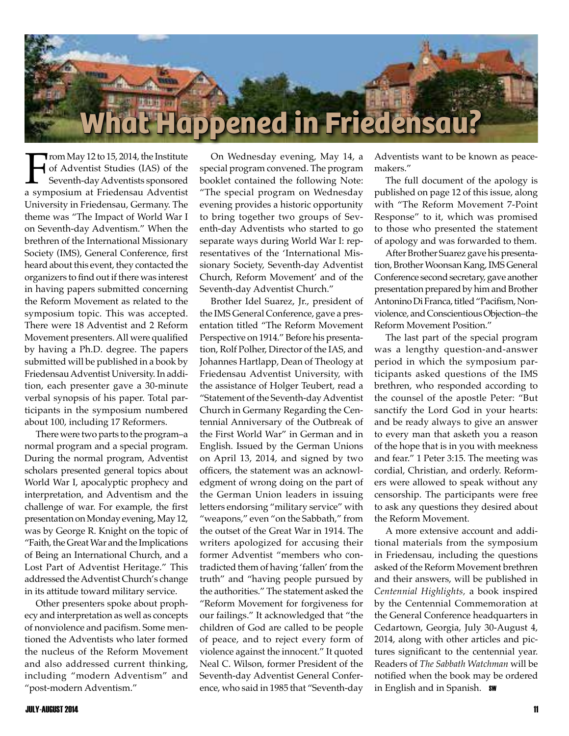# What Happened in Friedensau?

From May 12 to 15, 2014, the Institute of Adventist Studies (IAS) of the Seventh-day Adventists sponsored a symposium at Friedensau Adventist University in Friedensau, Germany. The theme was "The Impact of World War I on Seventh-day Adventism." When the brethren of the International Missionary Society (IMS), General Conference, first heard about this event, they contacted the organizers to find out if there was interest in having papers submitted concerning the Reform Movement as related to the symposium topic. This was accepted. There were 18 Adventist and 2 Reform Movement presenters. All were qualified by having a Ph.D. degree. The papers submitted will be published in a book by Friedensau Adventist University. In addition, each presenter gave a 30-minute verbal synopsis of his paper. Total participants in the symposium numbered about 100, including 17 Reformers.

There were two parts to the program–a normal program and a special program. During the normal program, Adventist scholars presented general topics about World War I, apocalyptic prophecy and interpretation, and Adventism and the challenge of war. For example, the first presentation on Monday evening, May 12, was by George R. Knight on the topic of "Faith, the Great War and the Implications of Being an International Church, and a Lost Part of Adventist Heritage." This addressed the Adventist Church's change in its attitude toward military service.

Other presenters spoke about prophecy and interpretation as well as concepts of nonviolence and pacifism. Some mentioned the Adventists who later formed the nucleus of the Reform Movement and also addressed current thinking, including "modern Adventism" and "post-modern Adventism."

On Wednesday evening, May 14, a special program convened. The program booklet contained the following Note: "The special program on Wednesday evening provides a historic opportunity to bring together two groups of Seventh-day Adventists who started to go separate ways during World War I: representatives of the 'International Missionary Society, Seventh-day Adventist Church, Reform Movement' and of the Seventh-day Adventist Church."

Brother Idel Suarez, Jr., president of the IMS General Conference, gave a presentation titled "The Reform Movement Perspective on 1914." Before his presentation, Rolf Polher, Director of the IAS, and Johannes Hartlapp, Dean of Theology at Friedensau Adventist University, with the assistance of Holger Teubert, read a "Statement of the Seventh-day Adventist Church in Germany Regarding the Centennial Anniversary of the Outbreak of the First World War" in German and in English. Issued by the German Unions on April 13, 2014, and signed by two officers, the statement was an acknowledgment of wrong doing on the part of the German Union leaders in issuing letters endorsing "military service" with "weapons," even "on the Sabbath," from the outset of the Great War in 1914. The writers apologized for accusing their former Adventist "members who contradicted them of having 'fallen' from the truth" and "having people pursued by the authorities." The statement asked the "Reform Movement for forgiveness for our failings." It acknowledged that "the children of God are called to be people of peace, and to reject every form of violence against the innocent." It quoted Neal C. Wilson, former President of the Seventh-day Adventist General Conference, who said in 1985 that "Seventh-day Adventists want to be known as peacemakers."

The full document of the apology is published on page 12 of this issue, along with "The Reform Movement 7-Point Response" to it, which was promised to those who presented the statement of apology and was forwarded to them.

After Brother Suarez gave his presentation, Brother Woonsan Kang, IMS General Conference second secretary, gave another presentation prepared by him and Brother Antonino Di Franca, titled "Pacifism, Nonviolence, and Conscientious Objection–the Reform Movement Position."

The last part of the special program was a lengthy question-and-answer period in which the symposium participants asked questions of the IMS brethren, who responded according to the counsel of the apostle Peter: "But sanctify the Lord God in your hearts: and be ready always to give an answer to every man that asketh you a reason of the hope that is in you with meekness and fear." 1 Peter 3:15. The meeting was cordial, Christian, and orderly. Reformers were allowed to speak without any censorship. The participants were free to ask any questions they desired about the Reform Movement.

A more extensive account and additional materials from the symposium in Friedensau, including the questions asked of the Reform Movement brethren and their answers, will be published in *Centennial Highlights,* a book inspired by the Centennial Commemoration at the General Conference headquarters in Cedartown, Georgia, July 30-August 4, 2014, along with other articles and pictures significant to the centennial year. Readers of *The Sabbath Watchman* will be notified when the book may be ordered in English and in Spanish. SW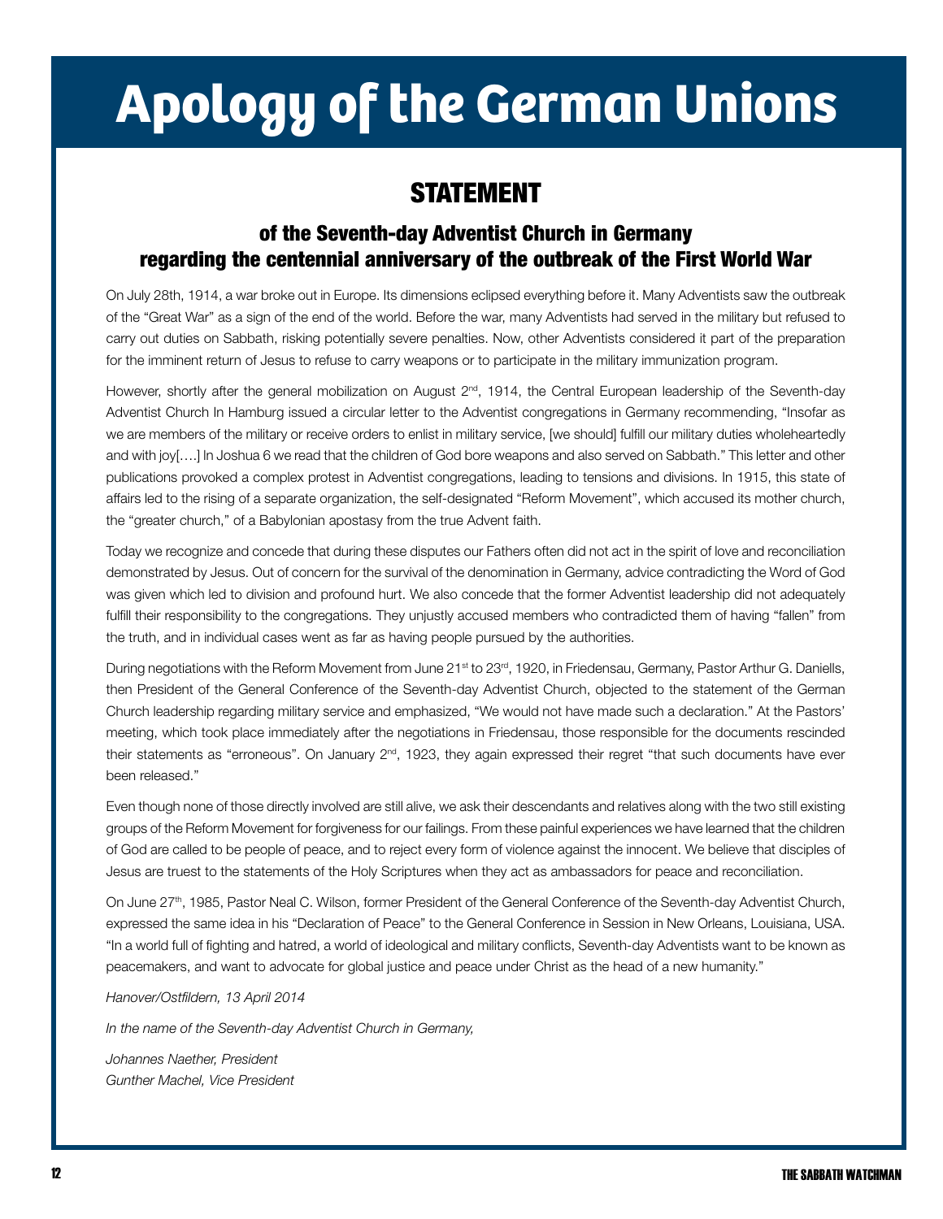# Apology of the German Unions

## STATEMENT

### of the Seventh-day Adventist Church in Germany regarding the centennial anniversary of the outbreak of the First World War

On July 28th, 1914, a war broke out in Europe. Its dimensions eclipsed everything before it. Many Adventists saw the outbreak of the "Great War" as a sign of the end of the world. Before the war, many Adventists had served in the military but refused to carry out duties on Sabbath, risking potentially severe penalties. Now, other Adventists considered it part of the preparation for the imminent return of Jesus to refuse to carry weapons or to participate in the military immunization program.

However, shortly after the general mobilization on August 2nd, 1914, the Central European leadership of the Seventh-day Adventist Church In Hamburg issued a circular letter to the Adventist congregations in Germany recommending, "Insofar as we are members of the military or receive orders to enlist in military service, [we should] fulfill our military duties wholeheartedly and with joy[….] In Joshua 6 we read that the children of God bore weapons and also served on Sabbath." This letter and other publications provoked a complex protest in Adventist congregations, leading to tensions and divisions. In 1915, this state of affairs led to the rising of a separate organization, the self-designated "Reform Movement", which accused its mother church, the "greater church," of a Babylonian apostasy from the true Advent faith.

Today we recognize and concede that during these disputes our Fathers often did not act in the spirit of love and reconciliation demonstrated by Jesus. Out of concern for the survival of the denomination in Germany, advice contradicting the Word of God was given which led to division and profound hurt. We also concede that the former Adventist leadership did not adequately fulfill their responsibility to the congregations. They unjustly accused members who contradicted them of having "fallen" from the truth, and in individual cases went as far as having people pursued by the authorities.

During negotiations with the Reform Movement from June 21st to 23rd, 1920, in Friedensau, Germany, Pastor Arthur G. Daniells, then President of the General Conference of the Seventh-day Adventist Church, objected to the statement of the German Church leadership regarding military service and emphasized, "We would not have made such a declaration." At the Pastors' meeting, which took place immediately after the negotiations in Friedensau, those responsible for the documents rescinded their statements as "erroneous". On January 2nd, 1923, they again expressed their regret "that such documents have ever been released."

Even though none of those directly involved are still alive, we ask their descendants and relatives along with the two still existing groups of the Reform Movement for forgiveness for our failings. From these painful experiences we have learned that the children of God are called to be people of peace, and to reject every form of violence against the innocent. We believe that disciples of Jesus are truest to the statements of the Holy Scriptures when they act as ambassadors for peace and reconciliation.

On June 27th, 1985, Pastor Neal C. Wilson, former President of the General Conference of the Seventh-day Adventist Church, expressed the same idea in his "Declaration of Peace" to the General Conference in Session in New Orleans, Louisiana, USA. "In a world full of fighting and hatred, a world of ideological and military conflicts, Seventh-day Adventists want to be known as peacemakers, and want to advocate for global justice and peace under Christ as the head of a new humanity."

*Hanover/Ostfildern, 13 April 2014*

*In the name of the Seventh-day Adventist Church in Germany,*

*Johannes Naether, President*
*Gunther Machel, Vice President*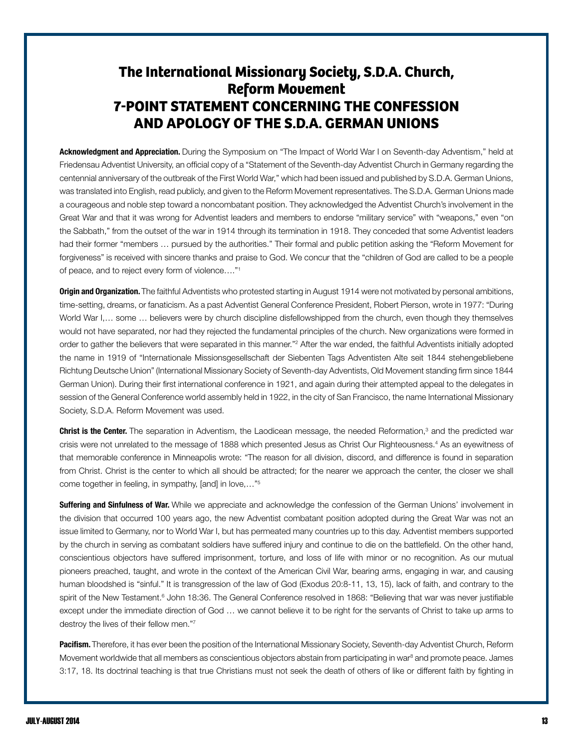# The International Missionary Society, S.D.A. Church, Reform Movement
# 7-POINT STATEMENT CONCERNING THE CONFESSION AND APOLOGY OF THE S.D.A. GERMAN UNIONS

**Acknowledgment and Appreciation.** During the Symposium on "The Impact of World War I on Seventh-day Adventism," held at Friedensau Adventist University, an official copy of a "Statement of the Seventh-day Adventist Church in Germany regarding the centennial anniversary of the outbreak of the First World War," which had been issued and published by S.D.A. German Unions, was translated into English, read publicly, and given to the Reform Movement representatives. The S.D.A. German Unions made a courageous and noble step toward a noncombatant position. They acknowledged the Adventist Church's involvement in the Great War and that it was wrong for Adventist leaders and members to endorse "military service" with "weapons," even "on the Sabbath," from the outset of the war in 1914 through its termination in 1918. They conceded that some Adventist leaders had their former "members … pursued by the authorities." Their formal and public petition asking the "Reform Movement for forgiveness" is received with sincere thanks and praise to God. We concur that the "children of God are called to be a people of peace, and to reject every form of violence…."[1]

**Origin and Organization.** The faithful Adventists who protested starting in August 1914 were not motivated by personal ambitions, time-setting, dreams, or fanaticism. As a past Adventist General Conference President, Robert Pierson, wrote in 1977: "During World War I,… some … believers were by church discipline disfellowshipped from the church, even though they themselves would not have separated, nor had they rejected the fundamental principles of the church. New organizations were formed in order to gather the believers that were separated in this manner."[2] After the war ended, the faithful Adventists initially adopted the name in 1919 of "Internationale Missionsgesellschaft der Siebenten Tags Adventisten Alte seit 1844 stehengebliebene Richtung Deutsche Union" (International Missionary Society of Seventh-day Adventists, Old Movement standing firm since 1844 German Union). During their first international conference in 1921, and again during their attempted appeal to the delegates in session of the General Conference world assembly held in 1922, in the city of San Francisco, the name International Missionary Society, S.D.A. Reform Movement was used.

**Christ is the Center.** The separation in Adventism, the Laodicean message, the needed Reformation,[3] and the predicted war crisis were not unrelated to the message of 1888 which presented Jesus as Christ Our Righteousness.[4] As an eyewitness of that memorable conference in Minneapolis wrote: "The reason for all division, discord, and difference is found in separation from Christ. Christ is the center to which all should be attracted; for the nearer we approach the center, the closer we shall come together in feeling, in sympathy, [and] in love,…"[5]

**Suffering and Sinfulness of War.** While we appreciate and acknowledge the confession of the German Unions' involvement in the division that occurred 100 years ago, the new Adventist combatant position adopted during the Great War was not an issue limited to Germany, nor to World War I, but has permeated many countries up to this day. Adventist members supported by the church in serving as combatant soldiers have suffered injury and continue to die on the battlefield. On the other hand, conscientious objectors have suffered imprisonment, torture, and loss of life with minor or no recognition. As our mutual pioneers preached, taught, and wrote in the context of the American Civil War, bearing arms, engaging in war, and causing human bloodshed is "sinful." It is transgression of the law of God (Exodus 20:8-11, 13, 15), lack of faith, and contrary to the spirit of the New Testament.[6] John 18:36. The General Conference resolved in 1868: "Believing that war was never justifiable except under the immediate direction of God … we cannot believe it to be right for the servants of Christ to take up arms to destroy the lives of their fellow men."[7]

**Pacifism.** Therefore, it has ever been the position of the International Missionary Society, Seventh-day Adventist Church, Reform Movement worldwide that all members as conscientious objectors abstain from participating in war[8] and promote peace. James 3:17, 18. Its doctrinal teaching is that true Christians must not seek the death of others of like or different faith by fighting in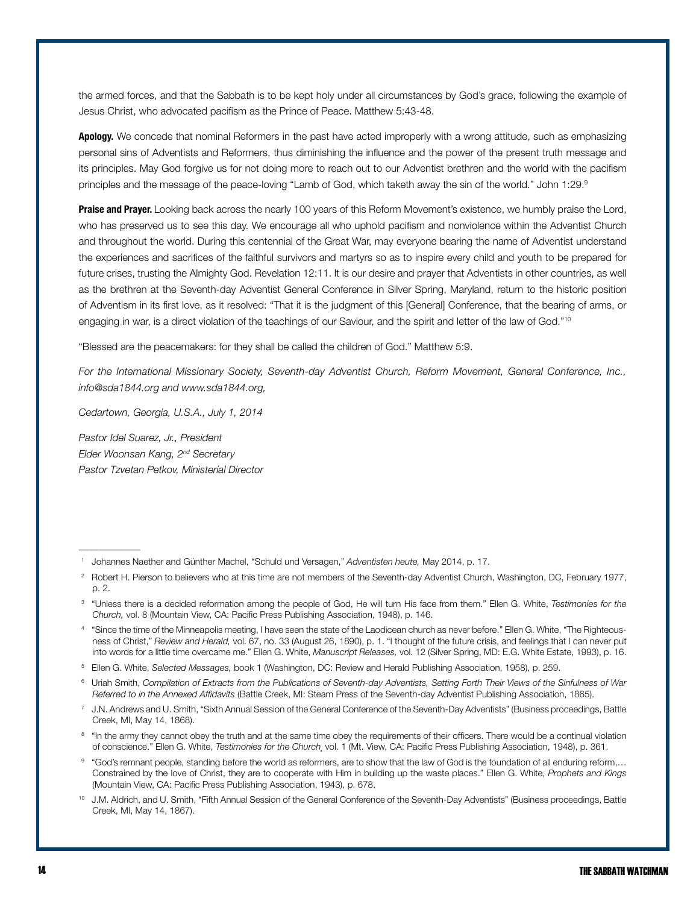the armed forces, and that the Sabbath is to be kept holy under all circumstances by God's grace, following the example of Jesus Christ, who advocated pacifism as the Prince of Peace. Matthew 5:43-48.

**Apology.** We concede that nominal Reformers in the past have acted improperly with a wrong attitude, such as emphasizing personal sins of Adventists and Reformers, thus diminishing the influence and the power of the present truth message and its principles. May God forgive us for not doing more to reach out to our Adventist brethren and the world with the pacifism principles and the message of the peace-loving "Lamb of God, which taketh away the sin of the world." John 1:29.[9]

**Praise and Prayer.** Looking back across the nearly 100 years of this Reform Movement's existence, we humbly praise the Lord, who has preserved us to see this day. We encourage all who uphold pacifism and nonviolence within the Adventist Church and throughout the world. During this centennial of the Great War, may everyone bearing the name of Adventist understand the experiences and sacrifices of the faithful survivors and martyrs so as to inspire every child and youth to be prepared for future crises, trusting the Almighty God. Revelation 12:11. It is our desire and prayer that Adventists in other countries, as well as the brethren at the Seventh-day Adventist General Conference in Silver Spring, Maryland, return to the historic position of Adventism in its first love, as it resolved: "That it is the judgment of this [General] Conference, that the bearing of arms, or engaging in war, is a direct violation of the teachings of our Saviour, and the spirit and letter of the law of God."[10]

"Blessed are the peacemakers: for they shall be called the children of God." Matthew 5:9.

*For the International Missionary Society, Seventh-day Adventist Church, Reform Movement, General Conference, Inc., info@sda1844.org and www.sda1844.org,*

*Cedartown, Georgia, U.S.A., July 1, 2014*

*Pastor Idel Suarez, Jr., President*
*Elder Woonsan Kang, 2nd Secretary*
*Pastor Tzvetan Petkov, Ministerial Director*

---

[1] Johannes Naether and Günther Machel, "Schuld und Versagen," *Adventisten heute,* May 2014, p. 17.

[2] Robert H. Pierson to believers who at this time are not members of the Seventh-day Adventist Church, Washington, DC, February 1977, p. 2.

[3] "Unless there is a decided reformation among the people of God, He will turn His face from them." Ellen G. White, *Testimonies for the Church,* vol. 8 (Mountain View, CA: Pacific Press Publishing Association, 1948), p. 146.

[4] "Since the time of the Minneapolis meeting, I have seen the state of the Laodicean church as never before." Ellen G. White, "The Righteousness of Christ," *Review and Herald,* vol. 67, no. 33 (August 26, 1890), p. 1. "I thought of the future crisis, and feelings that I can never put into words for a little time overcame me." Ellen G. White, *Manuscript Releases,* vol. 12 (Silver Spring, MD: E.G. White Estate, 1993), p. 16.

[5] Ellen G. White, *Selected Messages,* book 1 (Washington, DC: Review and Herald Publishing Association, 1958), p. 259.

[6] Uriah Smith, *Compilation of Extracts from the Publications of Seventh-day Adventists, Setting Forth Their Views of the Sinfulness of War Referred to in the Annexed Affidavits* (Battle Creek, MI: Steam Press of the Seventh-day Adventist Publishing Association, 1865).

[7] J.N. Andrews and U. Smith, "Sixth Annual Session of the General Conference of the Seventh-Day Adventists" (Business proceedings, Battle Creek, MI, May 14, 1868).

[8] "In the army they cannot obey the truth and at the same time obey the requirements of their officers. There would be a continual violation of conscience." Ellen G. White, *Testimonies for the Church*, vol. 1 (Mt. View, CA: Pacific Press Publishing Association, 1948), p. 361.

[9] "God's remnant people, standing before the world as reformers, are to show that the law of God is the foundation of all enduring reform,… Constrained by the love of Christ, they are to cooperate with Him in building up the waste places." Ellen G. White, *Prophets and Kings* (Mountain View, CA: Pacific Press Publishing Association, 1943), p. 678.

[10] J.M. Aldrich, and U. Smith, "Fifth Annual Session of the General Conference of the Seventh-Day Adventists" (Business proceedings, Battle Creek, MI, May 14, 1867).